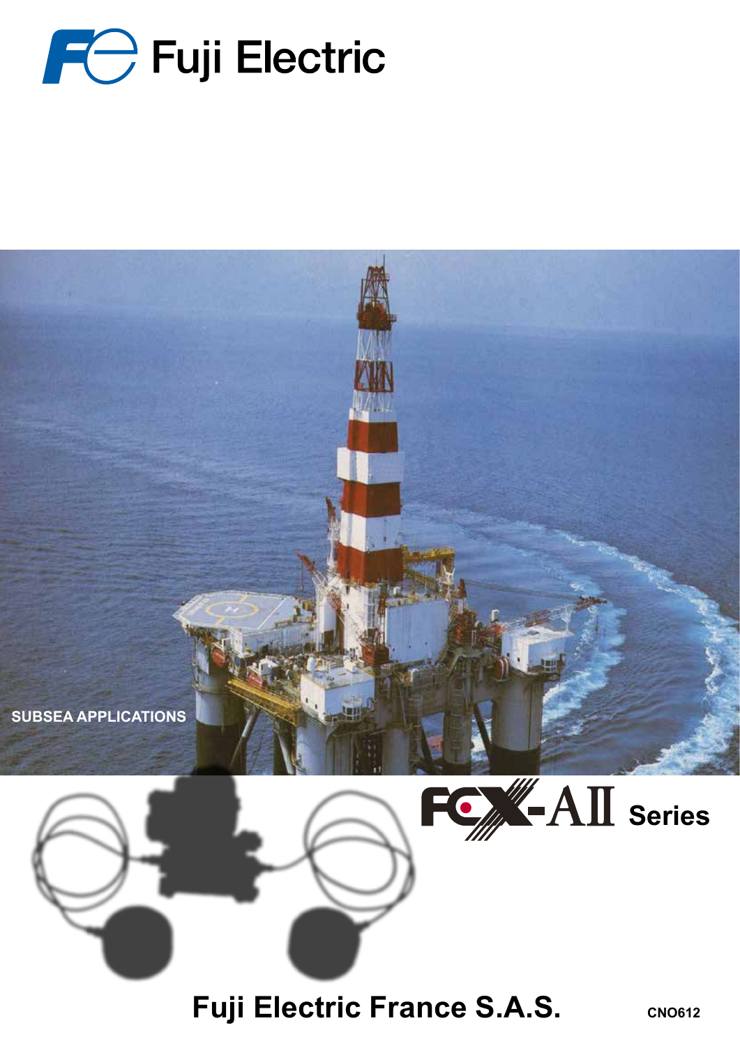Fuji Electric

SUBSEA APPLICATIONS

# FCX-AII Series

## Fuji Electric France S.A.S.

CNO612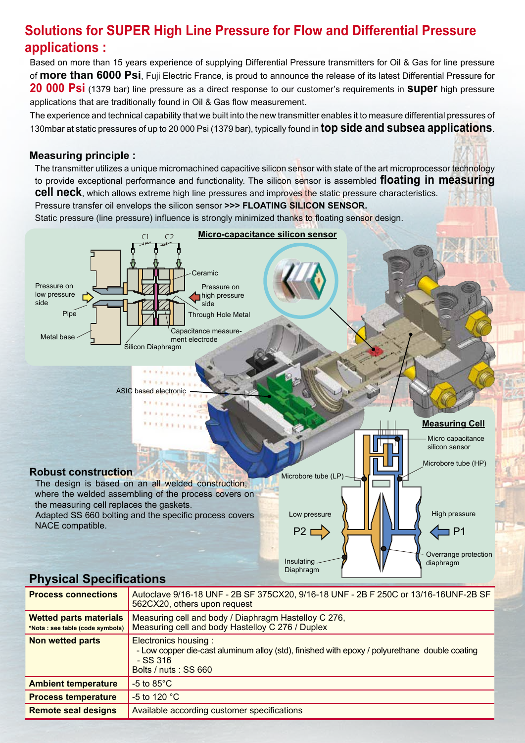## Solutions for SUPER High Line Pressure for Flow and Differential Pressure applications :

Based on more than 15 years experience of supplying Differential Pressure transmitters for Oil & Gas for line pressure of **more than 6000 Psi**, Fuji Electric France, is proud to announce the release of its latest Differential Pressure for **20 000 Psi** (1379 bar) line pressure as a direct response to our customer's requirements in **super** high pressure applications that are traditionally found in Oil & Gas flow measurement.

The experience and technical capability that we built into the new transmitter enables it to measure differential pressures of 130mbar at static pressures of up to 20 000 Psi (1379 bar), typically found in **top side and subsea applications**.

### Measuring principle :

The transmitter utilizes a unique micromachined capacitive silicon sensor with state of the art microprocessor technology to provide exceptional performance and functionality. The silicon sensor is assembled **floating in measuring cell neck**, which allows extreme high line pressures and improves the static pressure characteristics.

Pressure transfer oil envelops the silicon sensor **>>> FLOATING SILICON SENSOR.**

Static pressure (line pressure) influence is strongly minimized thanks to floating sensor design.

**Micro-capacitance silicon sensor**

C1 C2

Pressure on low pressure side

Pipe

Metal base

Ceramic

Pressure on high pressure side

Through Hole Metal

Capacitance measurement electrode

Silicon Diaphragm

ASIC based electronic

**Measuring Cell**

Micro capacitance silicon sensor

Microbore tube (HP)

Microbore tube (LP)

Low pressure

P2

High pressure

P1

Overrange protection diaphragm

Insulating Diaphragm

### Robust construction

The design is based on an all welded construction, where the welded assembling of the process covers on the measuring cell replaces the gaskets.

Adapted SS 660 bolting and the specific process covers NACE compatible.

## Physical Specifications

| | |
|---|---|
| **Process connections** | Autoclave 9/16-18 UNF - 2B SF 375CX20, 9/16-18 UNF - 2B F 250C or 13/16-16UNF-2B SF 562CX20, others upon request |
| **Wetted parts materials** **\*Nota : see table (code symbols)** | Measuring cell and body / Diaphragm Hastelloy C 276, Measuring cell and body Hastelloy C 276 / Duplex |
| **Non wetted parts** | Electronics housing : - Low copper die-cast aluminum alloy (std), finished with epoxy / polyurethane double coating - SS 316 Bolts / nuts : SS 660 |
| **Ambient temperature** | -5 to 85°C |
| **Process temperature** | -5 to 120 °C |
| **Remote seal designs** | Available according customer specifications |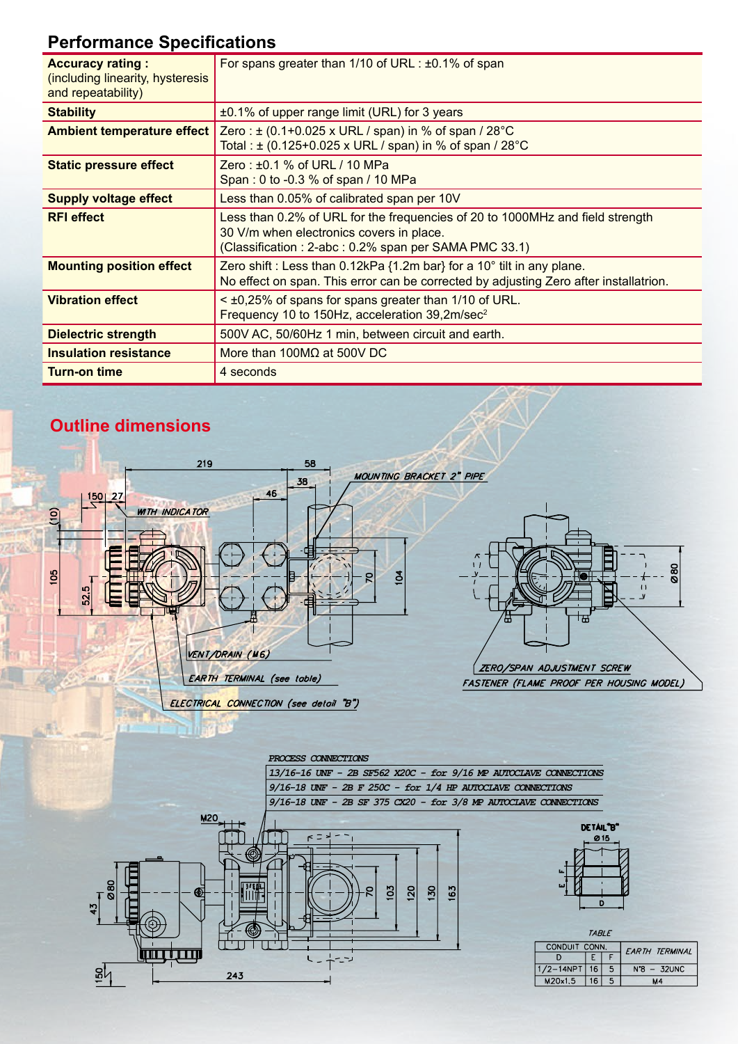## Performance Specifications

| | |
|---|---|
| **Accuracy rating :** (including linearity, hysteresis and repeatability) | For spans greater than 1/10 of URL : ±0.1% of span |
| **Stability** | ±0.1% of upper range limit (URL) for 3 years |
| **Ambient temperature effect** | Zero : ± (0.1+0.025 x URL / span) in % of span / 28°C<br>Total : ± (0.125+0.025 x URL / span) in % of span / 28°C |
| **Static pressure effect** | Zero : ±0.1 % of URL / 10 MPa<br>Span : 0 to -0.3 % of span / 10 MPa |
| **Supply voltage effect** | Less than 0.05% of calibrated span per 10V |
| **RFI effect** | Less than 0.2% of URL for the frequencies of 20 to 1000MHz and field strength 30 V/m when electronics covers in place.<br>(Classification : 2-abc : 0.2% span per SAMA PMC 33.1) |
| **Mounting position effect** | Zero shift : Less than 0.12kPa {1.2m bar} for a 10° tilt in any plane.<br>No effect on span. This error can be corrected by adjusting Zero after installatrion. |
| **Vibration effect** | < ±0,25% of spans for spans greater than 1/10 of URL.<br>Frequency 10 to 150Hz, acceleration 39,2m/sec$^2$ |
| **Dielectric strength** | 500V AC, 50/60Hz 1 min, between circuit and earth. |
| **Insulation resistance** | More than 100MΩ at 500V DC |
| **Turn-on time** | 4 seconds |

## Outline dimensions

219, 58, 38, 46, 150, 27, (10), 105, 52,5, 70, 104, Ø80

WITH INDICATOR

MOUNTING BRACKET 2" PIPE

VENT/DRAIN (M6)

EARTH TERMINAL (see table)

ELECTRICAL CONNECTION (see detail "B")

ZERO/SPAN ADJUSTMENT SCREW

FASTENER (FLAME PROOF PER HOUSING MODEL)

PROCESS CONNECTIONS

13/16-16 UNF - 2B SF562 X20C - for 9/16 MP AUTOCLAVE CONNECTIONS

9/16-18 UNF - 2B F 250C - for 1/4 HP AUTOCLAVE CONNECTIONS

9/16-18 UNF - 2B SF 375 CX20 - for 3/8 MP AUTOCLAVE CONNECTIONS

M20, Ø80, 43, 150, 243, 70, 103, 120, 130, 163

DETAIL "B"

Ø15

E, F, D

TABLE

| CONDUIT CONN. | | | EARTH TERMINAL |
|---|---|---|---|
| D | E | F | |
| 1/2-14NPT | 16 | 5 | N°8 - 32UNC |
| M20x1,5 | 16 | 5 | M4 |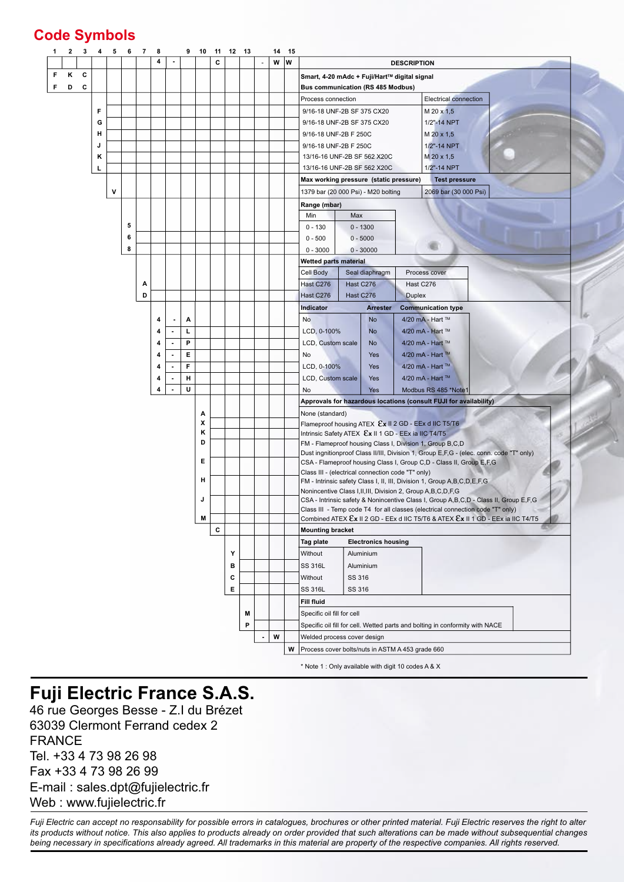## Code Symbols

| 1 | 2 | 3 | 4 | 5 | 6 | 7 | 8 | | 9 | 10 | 11 | 12 | 13 | | 14 | 15 | DESCRIPTION |
|---|---|---|---|---|---|---|---|---|---|---|---|---|---|---|---|---|---|
| | | | | | | | 4 | - | | | C | | | - | W | W | |
| F | K | C | | | | | | | | | | | | | | | **Smart, 4-20 mAdc + Fuji/Hart™ digital signal** |
| F | D | C | | | | | | | | | | | | | | | **Bus communication (RS 485 Modbus)** |
| | | | | | | | | | | | | | | | | | Process connection / Electrical connection |
| | | | F | | | | | | | | | | | | | | 9/16-18 UNF-2B SF 375 CX20 / M 20 x 1,5 |
| | | | G | | | | | | | | | | | | | | 9/16-18 UNF-2B SF 375 CX20 / 1/2"-14 NPT |
| | | | H | | | | | | | | | | | | | | 9/16-18 UNF-2B F 250C / M 20 x 1,5 |
| | | | J | | | | | | | | | | | | | | 9/16-18 UNF-2B F 250C / 1/2"-14 NPT |
| | | | K | | | | | | | | | | | | | | 13/16-16 UNF-2B SF 562 X20C / M 20 x 1,5 |
| | | | L | | | | | | | | | | | | | | 13/16-16 UNF-2B SF 562 X20C / 1/2"-14 NPT |
| | | | | | | | | | | | | | | | | | **Max working pressure (static pressure) / Test pressure** |
| | | | | V | | | | | | | | | | | | | 1379 bar (20 000 Psi) - M20 bolting / 2069 bar (30 000 Psi) |
| | | | | | | | | | | | | | | | | | **Range (mbar)** Min / Max |
| | | | | | 5 | | | | | | | | | | | | 0 - 130 / 0 - 1300 |
| | | | | | 6 | | | | | | | | | | | | 0 - 500 / 0 - 5000 |
| | | | | | 8 | | | | | | | | | | | | 0 - 3000 / 0 - 30000 |
| | | | | | | | | | | | | | | | | | **Wetted parts material** Cell Body / Seal diaphragm / Process cover |
| | | | | | | A | | | | | | | | | | | Hast C276 / Hast C276 / Hast C276 |
| | | | | | | D | | | | | | | | | | | Hast C276 / Hast C276 / Duplex |
| | | | | | | | | | | | | | | | | | **Indicator / Arrester / Communication type** |
| | | | | | | | 4 | - | A | | | | | | | | No / No / 4/20 mA - Hart ™ |
| | | | | | | | 4 | - | L | | | | | | | | LCD, 0-100% / No / 4/20 mA - Hart ™ |
| | | | | | | | 4 | - | P | | | | | | | | LCD, Custom scale / No / 4/20 mA - Hart ™ |
| | | | | | | | 4 | - | E | | | | | | | | No / Yes / 4/20 mA - Hart ™ |
| | | | | | | | 4 | - | F | | | | | | | | LCD, 0-100% / Yes / 4/20 mA - Hart ™ |
| | | | | | | | 4 | - | H | | | | | | | | LCD, Custom scale / Yes / 4/20 mA - Hart ™ |
| | | | | | | | 4 | - | U | | | | | | | | No / Yes / Modbus RS 485 *Note1 |
| | | | | | | | | | | | | | | | | | **Approvals for hazardous locations (consult FUJI for availability)** |
| | | | | | | | | | | A | | | | | | | None (standard) |
| | | | | | | | | | | X | | | | | | | Flameproof housing ATEX Ex II 2 GD - EEx d IIC T5/T6 |
| | | | | | | | | | | K | | | | | | | Intrinsic Safety ATEX Ex II 1 GD - EEx ia IIC T4/T5 |
| | | | | | | | | | | D | | | | | | | FM - Flameproof housing Class I, Division 1, Group B,C,D Dust ingnitionproof Class II/III, Division 1, Group E,F,G - (elec. conn. code "T" only) |
| | | | | | | | | | | E | | | | | | | CSA - Flameproof housing Class I, Group C,D - Class II, Group E,F,G Class III - (electrical connection code "T" only) |
| | | | | | | | | | | H | | | | | | | FM - Intrinsic safety Class I, II, III, Division 1, Group A,B,C,D,E,F,G Nonincentive Class I,II,III, Division 2, Group A,B,C,D,F,G |
| | | | | | | | | | | J | | | | | | | CSA - Intrinsic safety & Nonincentive Class I, Group A,B,C,D - Class II, Group E,F,G Class III - Temp code T4 for all classes (electrical connection code "T" only) |
| | | | | | | | | | | M | | | | | | | Combined ATEX Ex II 2 GD - EEx d IIC T5/T6 & ATEX Ex II 1 GD - EEx ia IIC T4/T5 |
| | | | | | | | | | | | C | | | | | | **Mounting bracket** |
| | | | | | | | | | | | | | | | | | **Tag plate / Electronics housing** |
| | | | | | | | | | | | | Y | | | | | Without / Aluminium |
| | | | | | | | | | | | | B | | | | | SS 316L / Aluminium |
| | | | | | | | | | | | | C | | | | | Without / SS 316 |
| | | | | | | | | | | | | E | | | | | SS 316L / SS 316 |
| | | | | | | | | | | | | | | | | | **Fill fluid** |
| | | | | | | | | | | | | | M | | | | Specific oil fill for cell |
| | | | | | | | | | | | | | P | | | | Specific oil fill for cell. Wetted parts and bolting in conformity with NACE |
| | | | | | | | | | | | | | | - | W | | Welded process cover design |
| | | | | | | | | | | | | | | | | W | Process cover bolts/nuts in ASTM A 453 grade 660 |

* Note 1 : Only available with digit 10 codes A & X

# Fuji Electric France S.A.S.

46 rue Georges Besse - Z.I du Brézet
63039 Clermont Ferrand cedex 2
FRANCE
Tel. +33 4 73 98 26 98
Fax +33 4 73 98 26 99
E-mail : sales.dpt@fujielectric.fr
Web : www.fujielectric.fr

*Fuji Electric can accept no responsability for possible errors in catalogues, brochures or other printed material. Fuji Electric reserves the right to alter its products without notice. This also applies to products already on order provided that such alterations can be made without subsequential changes being necessary in specifications already agreed. All trademarks in this material are property of the respective companies. All rights reserved.*